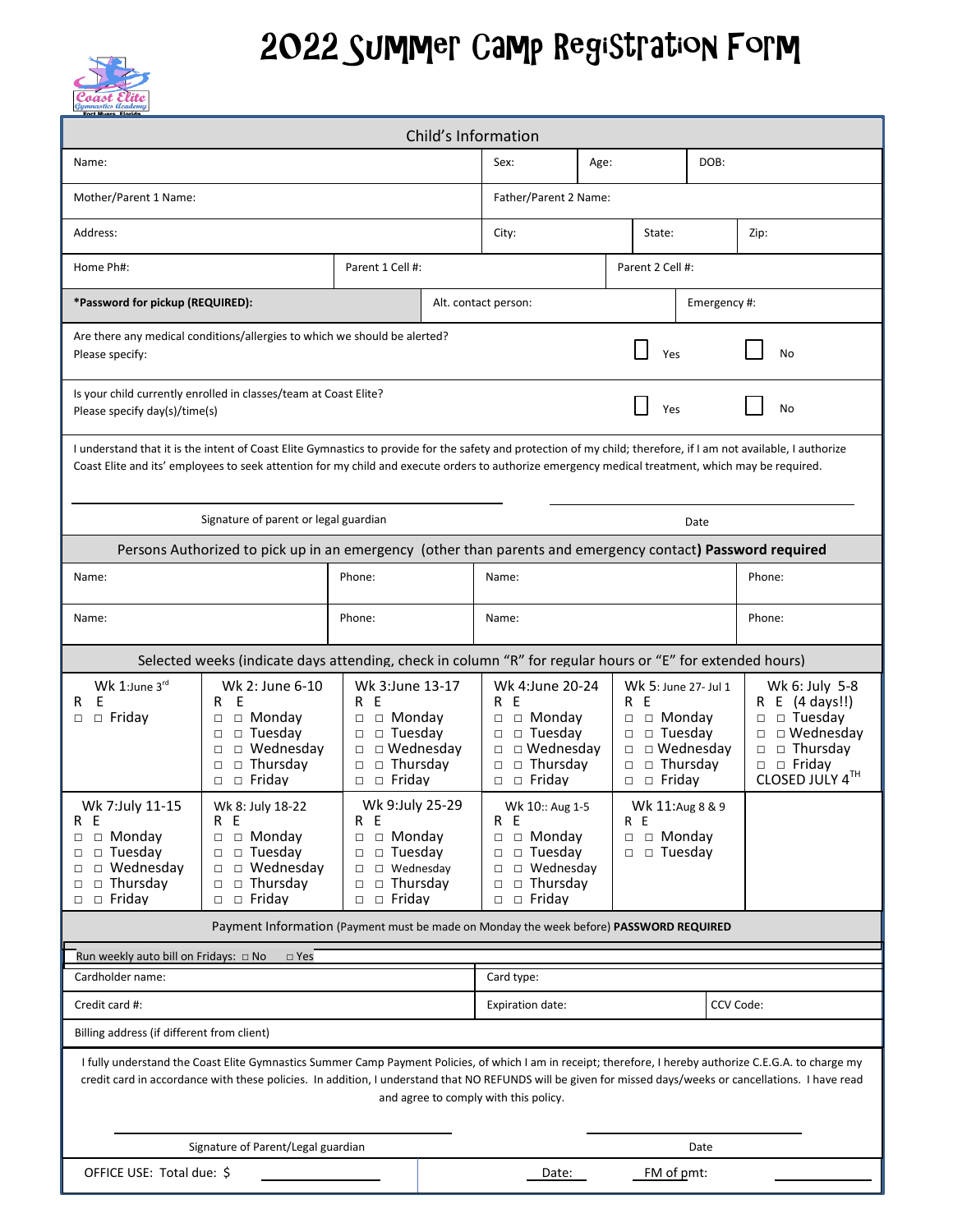# 2022 Summer Camp Registration Form

Coast Elite Gymnastics Academy
Fort Myers, Florida

## Child's Information

| Name: | Sex: | Age: | DOB: |
|---|---|---|---|

| Mother/Parent 1 Name: | Father/Parent 2 Name: |
|---|---|

| Address: | City: | State: | Zip: |
|---|---|---|---|

| Home Ph#: | Parent 1 Cell #: | Parent 2 Cell #: |
|---|---|---|

| **\*Password for pickup (REQUIRED):** | Alt. contact person: | Emergency #: |
|---|---|---|

Are there any medical conditions/allergies to which we should be alerted?
Please specify: ☐ Yes ☐ No

Is your child currently enrolled in classes/team at Coast Elite?
Please specify day(s)/time(s) ☐ Yes ☐ No

I understand that it is the intent of Coast Elite Gymnastics to provide for the safety and protection of my child; therefore, if I am not available, I authorize Coast Elite and its' employees to seek attention for my child and execute orders to authorize emergency medical treatment, which may be required.

Signature of parent or legal guardian ____________________ Date ____________________

## Persons Authorized to pick up in an emergency (other than parents and emergency contact) **Password required**

| Name: | Phone: | Name: | Phone: |
|---|---|---|---|
| Name: | Phone: | Name: | Phone: |

## Selected weeks (indicate days attending, check in column "R" for regular hours or "E" for extended hours)

| Wk 1: June 3rd | Wk 2: June 6-10 | Wk 3: June 13-17 | Wk 4: June 20-24 | Wk 5: June 27- Jul 1 | Wk 6: July 5-8 |
|---|---|---|---|---|---|
| R E | R E | R E | R E | R E | R E (4 days!!) |
| ☐ ☐ Friday | ☐ ☐ Monday | ☐ ☐ Monday | ☐ ☐ Monday | ☐ ☐ Monday | ☐ ☐ Tuesday |
| | ☐ ☐ Tuesday | ☐ ☐ Tuesday | ☐ ☐ Tuesday | ☐ ☐ Tuesday | ☐ ☐ Wednesday |
| | ☐ ☐ Wednesday | ☐ ☐ Wednesday | ☐ ☐ Wednesday | ☐ ☐ Wednesday | ☐ ☐ Thursday |
| | ☐ ☐ Thursday | ☐ ☐ Thursday | ☐ ☐ Thursday | ☐ ☐ Thursday | ☐ ☐ Friday |
| | ☐ ☐ Friday | ☐ ☐ Friday | ☐ ☐ Friday | ☐ ☐ Friday | CLOSED JULY 4TH |

| Wk 7: July 11-15 | Wk 8: July 18-22 | Wk 9: July 25-29 | Wk 10: Aug 1-5 | Wk 11: Aug 8 & 9 |
|---|---|---|---|---|
| R E | R E | R E | R E | R E |
| ☐ ☐ Monday | ☐ ☐ Monday | ☐ ☐ Monday | ☐ ☐ Monday | ☐ ☐ Monday |
| ☐ ☐ Tuesday | ☐ ☐ Tuesday | ☐ ☐ Tuesday | ☐ ☐ Tuesday | ☐ ☐ Tuesday |
| ☐ ☐ Wednesday | ☐ ☐ Wednesday | ☐ ☐ Wednesday | ☐ ☐ Wednesday | |
| ☐ ☐ Thursday | ☐ ☐ Thursday | ☐ ☐ Thursday | ☐ ☐ Thursday | |
| ☐ ☐ Friday | ☐ ☐ Friday | ☐ ☐ Friday | ☐ ☐ Friday | |

## Payment Information (Payment must be made on Monday the week before) **PASSWORD REQUIRED**

Run weekly auto bill on Fridays: ☐ No ☐ Yes

| Cardholder name: | Card type: | |
|---|---|---|
| Credit card #: | Expiration date: | CCV Code: |

Billing address (if different from client)

I fully understand the Coast Elite Gymnastics Summer Camp Payment Policies, of which I am in receipt; therefore, I hereby authorize C.E.G.A. to charge my credit card in accordance with these policies. In addition, I understand that NO REFUNDS will be given for missed days/weeks or cancellations. I have read and agree to comply with this policy.

Signature of Parent/Legal guardian ____________________ Date ____________________

OFFICE USE: Total due: $ __________ Date: ______ FM of pmt: __________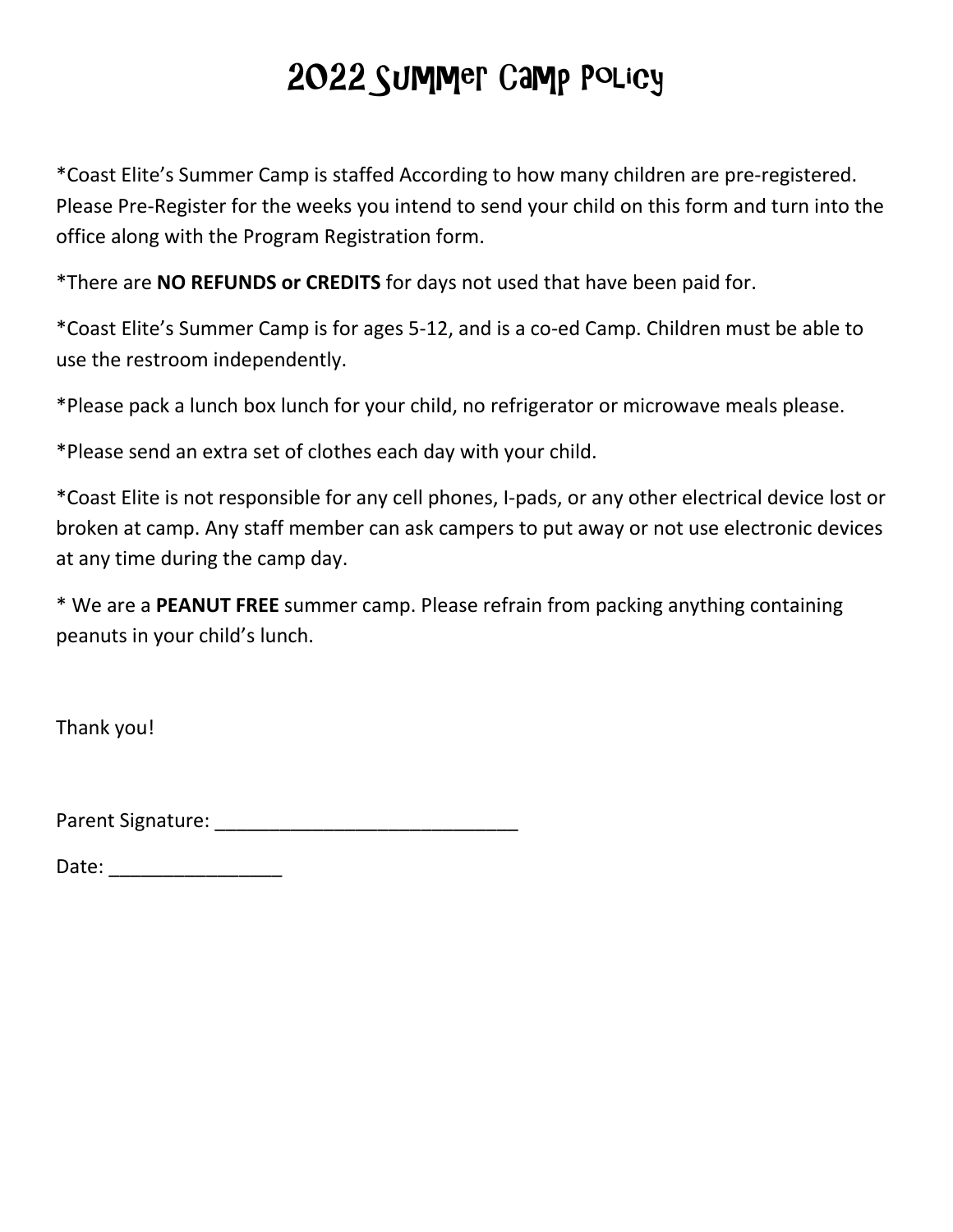# 2022 Summer Camp Policy

*Coast Elite's Summer Camp is staffed According to how many children are pre-registered. Please Pre-Register for the weeks you intend to send your child on this form and turn into the office along with the Program Registration form.

*There are **NO REFUNDS or CREDITS** for days not used that have been paid for.

*Coast Elite's Summer Camp is for ages 5-12, and is a co-ed Camp. Children must be able to use the restroom independently.

*Please pack a lunch box lunch for your child, no refrigerator or microwave meals please.

*Please send an extra set of clothes each day with your child.

*Coast Elite is not responsible for any cell phones, I-pads, or any other electrical device lost or broken at camp. Any staff member can ask campers to put away or not use electronic devices at any time during the camp day.

* We are a **PEANUT FREE** summer camp. Please refrain from packing anything containing peanuts in your child's lunch.

Thank you!

Parent Signature: ____________________________

Date: ________________